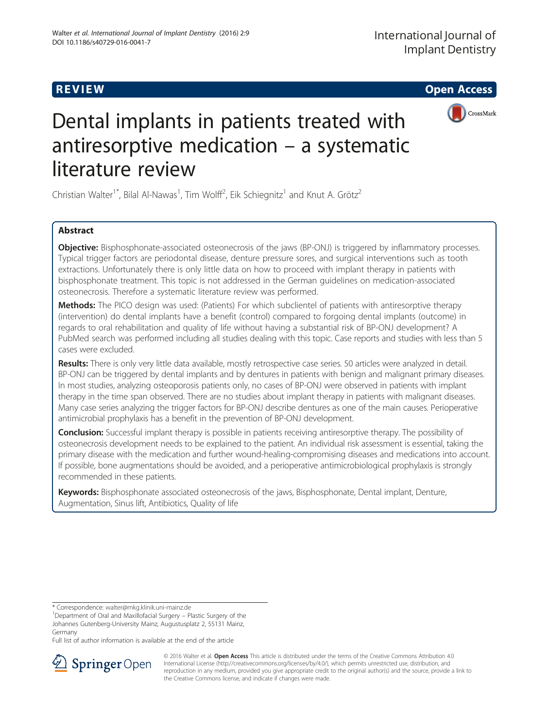REVIEW Open Access

# Dental implants in patients treated with antiresorptive medication – a systematic literature review

Christian Walter[1*], Bilal Al-Nawas[1], Tim Wolff[2], Eik Schiegnitz[1] and Knut A. Grötz[2]

## Abstract

**Objective:** Bisphosphonate-associated osteonecrosis of the jaws (BP-ONJ) is triggered by inflammatory processes. Typical trigger factors are periodontal disease, denture pressure sores, and surgical interventions such as tooth extractions. Unfortunately there is only little data on how to proceed with implant therapy in patients with bisphosphonate treatment. This topic is not addressed in the German guidelines on medication-associated osteonecrosis. Therefore a systematic literature review was performed.

**Methods:** The PICO design was used: (Patients) For which subclientel of patients with antiresorptive therapy (intervention) do dental implants have a benefit (control) compared to forgoing dental implants (outcome) in regards to oral rehabilitation and quality of life without having a substantial risk of BP-ONJ development? A PubMed search was performed including all studies dealing with this topic. Case reports and studies with less than 5 cases were excluded.

**Results:** There is only very little data available, mostly retrospective case series. 50 articles were analyzed in detail. BP-ONJ can be triggered by dental implants and by dentures in patients with benign and malignant primary diseases. In most studies, analyzing osteoporosis patients only, no cases of BP-ONJ were observed in patients with implant therapy in the time span observed. There are no studies about implant therapy in patients with malignant diseases. Many case series analyzing the trigger factors for BP-ONJ describe dentures as one of the main causes. Perioperative antimicrobial prophylaxis has a benefit in the prevention of BP-ONJ development.

**Conclusion:** Successful implant therapy is possible in patients receiving antiresorptive therapy. The possibility of osteonecrosis development needs to be explained to the patient. An individual risk assessment is essential, taking the primary disease with the medication and further wound-healing-compromising diseases and medications into account. If possible, bone augmentations should be avoided, and a perioperative antimicrobiological prophylaxis is strongly recommended in these patients.

**Keywords:** Bisphosphonate associated osteonecrosis of the jaws, Bisphosphonate, Dental implant, Denture, Augmentation, Sinus lift, Antibiotics, Quality of life

\* Correspondence: walter@mkg.klinik.uni-mainz.de
[1]Department of Oral and Maxillofacial Surgery – Plastic Surgery of the Johannes Gutenberg-University Mainz, Augustusplatz 2, 55131 Mainz, Germany
Full list of author information is available at the end of the article

© 2016 Walter et al. **Open Access** This article is distributed under the terms of the Creative Commons Attribution 4.0 International License (http://creativecommons.org/licenses/by/4.0/), which permits unrestricted use, distribution, and reproduction in any medium, provided you give appropriate credit to the original author(s) and the source, provide a link to the Creative Commons license, and indicate if changes were made.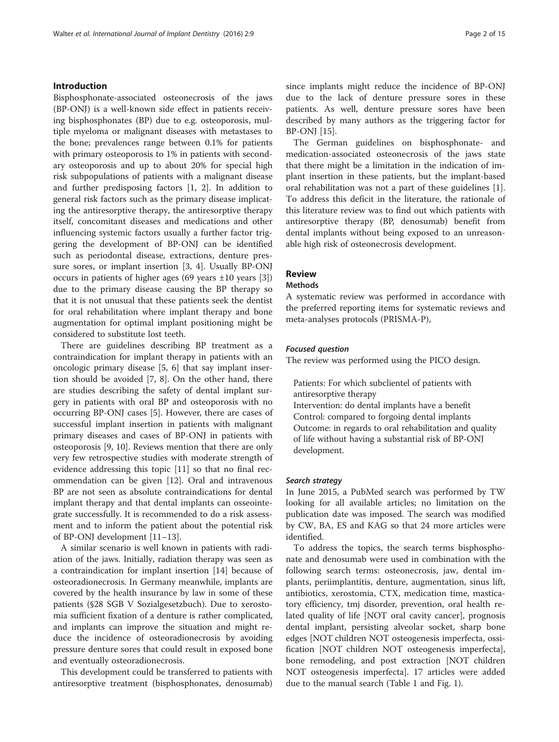## Introduction

Bisphosphonate-associated osteonecrosis of the jaws (BP-ONJ) is a well-known side effect in patients receiving bisphosphonates (BP) due to e.g. osteoporosis, multiple myeloma or malignant diseases with metastases to the bone; prevalences range between 0.1% for patients with primary osteoporosis to 1% in patients with secondary osteoporosis and up to about 20% for special high risk subpopulations of patients with a malignant disease and further predisposing factors [1, 2]. In addition to general risk factors such as the primary disease implicating the antiresorptive therapy, the antiresorptive therapy itself, concomitant diseases and medications and other influencing systemic factors usually a further factor triggering the development of BP-ONJ can be identified such as periodontal disease, extractions, denture pressure sores, or implant insertion [3, 4]. Usually BP-ONJ occurs in patients of higher ages (69 years ±10 years [3]) due to the primary disease causing the BP therapy so that it is not unusual that these patients seek the dentist for oral rehabilitation where implant therapy and bone augmentation for optimal implant positioning might be considered to substitute lost teeth.

There are guidelines describing BP treatment as a contraindication for implant therapy in patients with an oncologic primary disease [5, 6] that say implant insertion should be avoided [7, 8]. On the other hand, there are studies describing the safety of dental implant surgery in patients with oral BP and osteoporosis with no occurring BP-ONJ cases [5]. However, there are cases of successful implant insertion in patients with malignant primary diseases and cases of BP-ONJ in patients with osteoporosis [9, 10]. Reviews mention that there are only very few retrospective studies with moderate strength of evidence addressing this topic [11] so that no final recommendation can be given [12]. Oral and intravenous BP are not seen as absolute contraindications for dental implant therapy and that dental implants can osseointegrate successfully. It is recommended to do a risk assessment and to inform the patient about the potential risk of BP-ONJ development [11–13].

A similar scenario is well known in patients with radiation of the jaws. Initially, radiation therapy was seen as a contraindication for implant insertion [14] because of osteoradionecrosis. In Germany meanwhile, implants are covered by the health insurance by law in some of these patients (§28 SGB V Sozialgesetzbuch). Due to xerostomia sufficient fixation of a denture is rather complicated, and implants can improve the situation and might reduce the incidence of osteoradionecrosis by avoiding pressure denture sores that could result in exposed bone and eventually osteoradionecrosis.

This development could be transferred to patients with antiresorptive treatment (bisphosphonates, denosumab) since implants might reduce the incidence of BP-ONJ due to the lack of denture pressure sores in these patients. As well, denture pressure sores have been described by many authors as the triggering factor for BP-ONJ [15].

The German guidelines on bisphosphonate- and medication-associated osteonecrosis of the jaws state that there might be a limitation in the indication of implant insertion in these patients, but the implant-based oral rehabilitation was not a part of these guidelines [1]. To address this deficit in the literature, the rationale of this literature review was to find out which patients with antiresorptive therapy (BP, denosumab) benefit from dental implants without being exposed to an unreasonable high risk of osteonecrosis development.

## Review

### Methods

A systematic review was performed in accordance with the preferred reporting items for systematic reviews and meta-analyses protocols (PRISMA-P),

#### *Focused question*

The review was performed using the PICO design.

Patients: For which subclientel of patients with antiresorptive therapy
Intervention: do dental implants have a benefit
Control: compared to forgoing dental implants
Outcome: in regards to oral rehabilitation and quality of life without having a substantial risk of BP-ONJ development.

#### *Search strategy*

In June 2015, a PubMed search was performed by TW looking for all available articles; no limitation on the publication date was imposed. The search was modified by CW, BA, ES and KAG so that 24 more articles were identified.

To address the topics, the search terms bisphosphonate and denosumab were used in combination with the following search terms: osteonecrosis, jaw, dental implants, periimplantitis, denture, augmentation, sinus lift, antibiotics, xerostomia, CTX, medication time, masticatory efficiency, tmj disorder, prevention, oral health related quality of life [NOT oral cavity cancer], prognosis dental implant, persisting alveolar socket, sharp bone edges [NOT children NOT osteogenesis imperfecta, ossification [NOT children NOT osteogenesis imperfecta], bone remodeling, and post extraction [NOT children NOT osteogenesis imperfecta]. 17 articles were added due to the manual search (Table 1 and Fig. 1).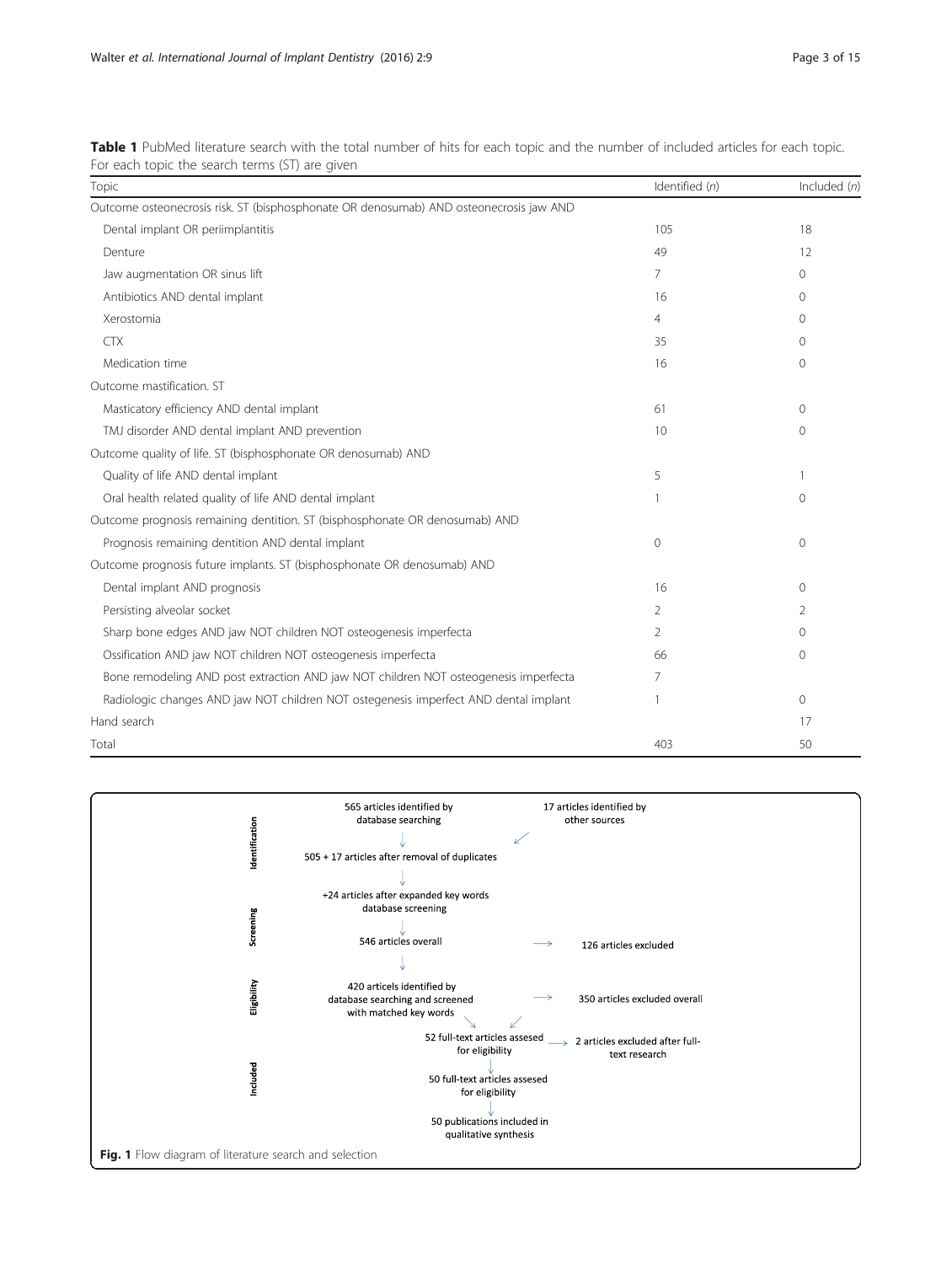**Table 1** PubMed literature search with the total number of hits for each topic and the number of included articles for each topic. For each topic the search terms (ST) are given

| Topic | Identified (*n*) | Included (*n*) |
|---|---|---|
| Outcome osteonecrosis risk. ST (bisphosphonate OR denosumab) AND osteonecrosis jaw AND | | |
| Dental implant OR periimplantitis | 105 | 18 |
| Denture | 49 | 12 |
| Jaw augmentation OR sinus lift | 7 | 0 |
| Antibiotics AND dental implant | 16 | 0 |
| Xerostomia | 4 | 0 |
| CTX | 35 | 0 |
| Medication time | 16 | 0 |
| Outcome mastification. ST | | |
| Masticatory efficiency AND dental implant | 61 | 0 |
| TMJ disorder AND dental implant AND prevention | 10 | 0 |
| Outcome quality of life. ST (bisphosphonate OR denosumab) AND | | |
| Quality of life AND dental implant | 5 | 1 |
| Oral health related quality of life AND dental implant | 1 | 0 |
| Outcome prognosis remaining dentition. ST (bisphosphonate OR denosumab) AND | | |
| Prognosis remaining dentition AND dental implant | 0 | 0 |
| Outcome prognosis future implants. ST (bisphosphonate OR denosumab) AND | | |
| Dental implant AND prognosis | 16 | 0 |
| Persisting alveolar socket | 2 | 2 |
| Sharp bone edges AND jaw NOT children NOT osteogenesis imperfecta | 2 | 0 |
| Ossification AND jaw NOT children NOT osteogenesis imperfecta | 66 | 0 |
| Bone remodeling AND post extraction AND jaw NOT children NOT osteogenesis imperfecta | 7 | |
| Radiologic changes AND jaw NOT children NOT ostegenesis imperfect AND dental implant | 1 | 0 |
| Hand search | | 17 |
| Total | 403 | 50 |

**Identification**

565 articles identified by database searching → 505 + 17 articles after removal of duplicates

17 articles identified by other sources

**Screening**

+24 articles after expanded key words database screening

546 articles overall → 126 articles excluded

**Eligibility**

420 articels identified by database searching and screened with matched key words → 350 articles excluded overall

52 full-text articles assesed for eligibility → 2 articles excluded after full-text research

**Included**

50 full-text articles assesed for eligibility

50 publications included in qualitative synthesis

**Fig. 1** Flow diagram of literature search and selection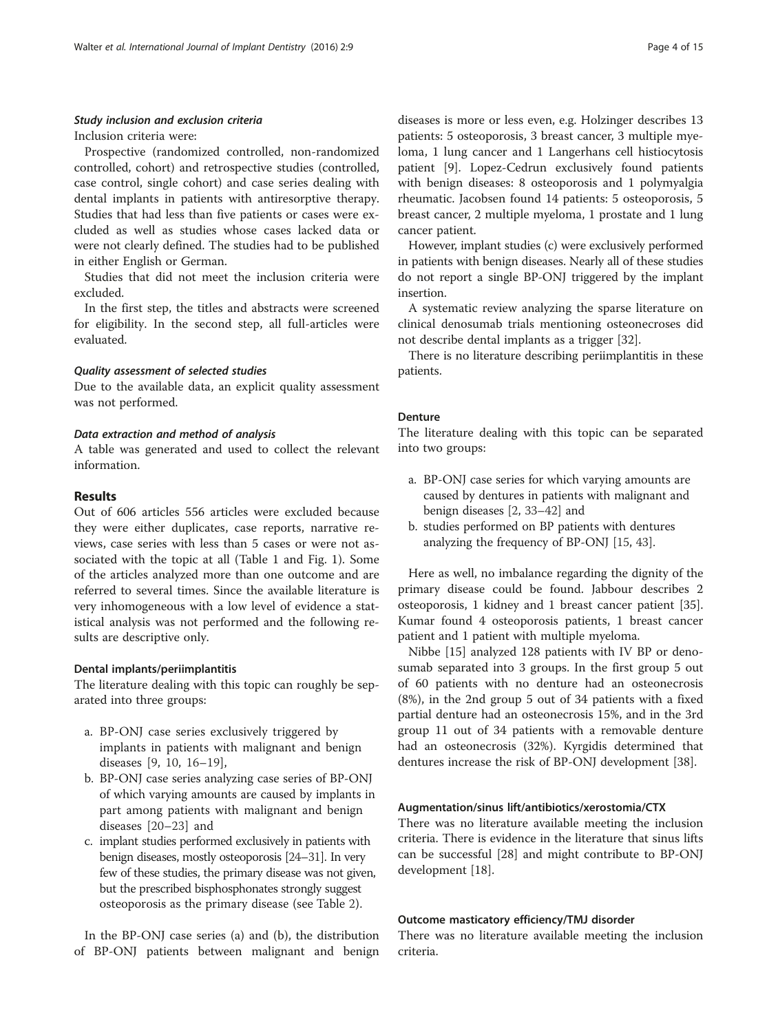#### *Study inclusion and exclusion criteria*

Inclusion criteria were:

Prospective (randomized controlled, non-randomized controlled, cohort) and retrospective studies (controlled, case control, single cohort) and case series dealing with dental implants in patients with antiresorptive therapy. Studies that had less than five patients or cases were excluded as well as studies whose cases lacked data or were not clearly defined. The studies had to be published in either English or German.

Studies that did not meet the inclusion criteria were excluded.

In the first step, the titles and abstracts were screened for eligibility. In the second step, all full-articles were evaluated.

#### *Quality assessment of selected studies*

Due to the available data, an explicit quality assessment was not performed.

#### *Data extraction and method of analysis*

A table was generated and used to collect the relevant information.

## Results

Out of 606 articles 556 articles were excluded because they were either duplicates, case reports, narrative reviews, case series with less than 5 cases or were not associated with the topic at all (Table 1 and Fig. 1). Some of the articles analyzed more than one outcome and are referred to several times. Since the available literature is very inhomogeneous with a low level of evidence a statistical analysis was not performed and the following results are descriptive only.

### Dental implants/periimplantitis

The literature dealing with this topic can roughly be separated into three groups:

a. BP-ONJ case series exclusively triggered by implants in patients with malignant and benign diseases [9, 10, 16–19],
b. BP-ONJ case series analyzing case series of BP-ONJ of which varying amounts are caused by implants in part among patients with malignant and benign diseases [20–23] and
c. implant studies performed exclusively in patients with benign diseases, mostly osteoporosis [24–31]. In very few of these studies, the primary disease was not given, but the prescribed bisphosphonates strongly suggest osteoporosis as the primary disease (see Table 2).

In the BP-ONJ case series (a) and (b), the distribution of BP-ONJ patients between malignant and benign diseases is more or less even, e.g. Holzinger describes 13 patients: 5 osteoporosis, 3 breast cancer, 3 multiple myeloma, 1 lung cancer and 1 Langerhans cell histiocytosis patient [9]. Lopez-Cedrun exclusively found patients with benign diseases: 8 osteoporosis and 1 polymyalgia rheumatic. Jacobsen found 14 patients: 5 osteoporosis, 5 breast cancer, 2 multiple myeloma, 1 prostate and 1 lung cancer patient.

However, implant studies (c) were exclusively performed in patients with benign diseases. Nearly all of these studies do not report a single BP-ONJ triggered by the implant insertion.

A systematic review analyzing the sparse literature on clinical denosumab trials mentioning osteonecroses did not describe dental implants as a trigger [32].

There is no literature describing periimplantitis in these patients.

### Denture

The literature dealing with this topic can be separated into two groups:

a. BP-ONJ case series for which varying amounts are caused by dentures in patients with malignant and benign diseases [2, 33–42] and
b. studies performed on BP patients with dentures analyzing the frequency of BP-ONJ [15, 43].

Here as well, no imbalance regarding the dignity of the primary disease could be found. Jabbour describes 2 osteoporosis, 1 kidney and 1 breast cancer patient [35]. Kumar found 4 osteoporosis patients, 1 breast cancer patient and 1 patient with multiple myeloma.

Nibbe [15] analyzed 128 patients with IV BP or denosumab separated into 3 groups. In the first group 5 out of 60 patients with no denture had an osteonecrosis (8%), in the 2nd group 5 out of 34 patients with a fixed partial denture had an osteonecrosis 15%, and in the 3rd group 11 out of 34 patients with a removable denture had an osteonecrosis (32%). Kyrgidis determined that dentures increase the risk of BP-ONJ development [38].

### Augmentation/sinus lift/antibiotics/xerostomia/CTX

There was no literature available meeting the inclusion criteria. There is evidence in the literature that sinus lifts can be successful [28] and might contribute to BP-ONJ development [18].

### Outcome masticatory efficiency/TMJ disorder

There was no literature available meeting the inclusion criteria.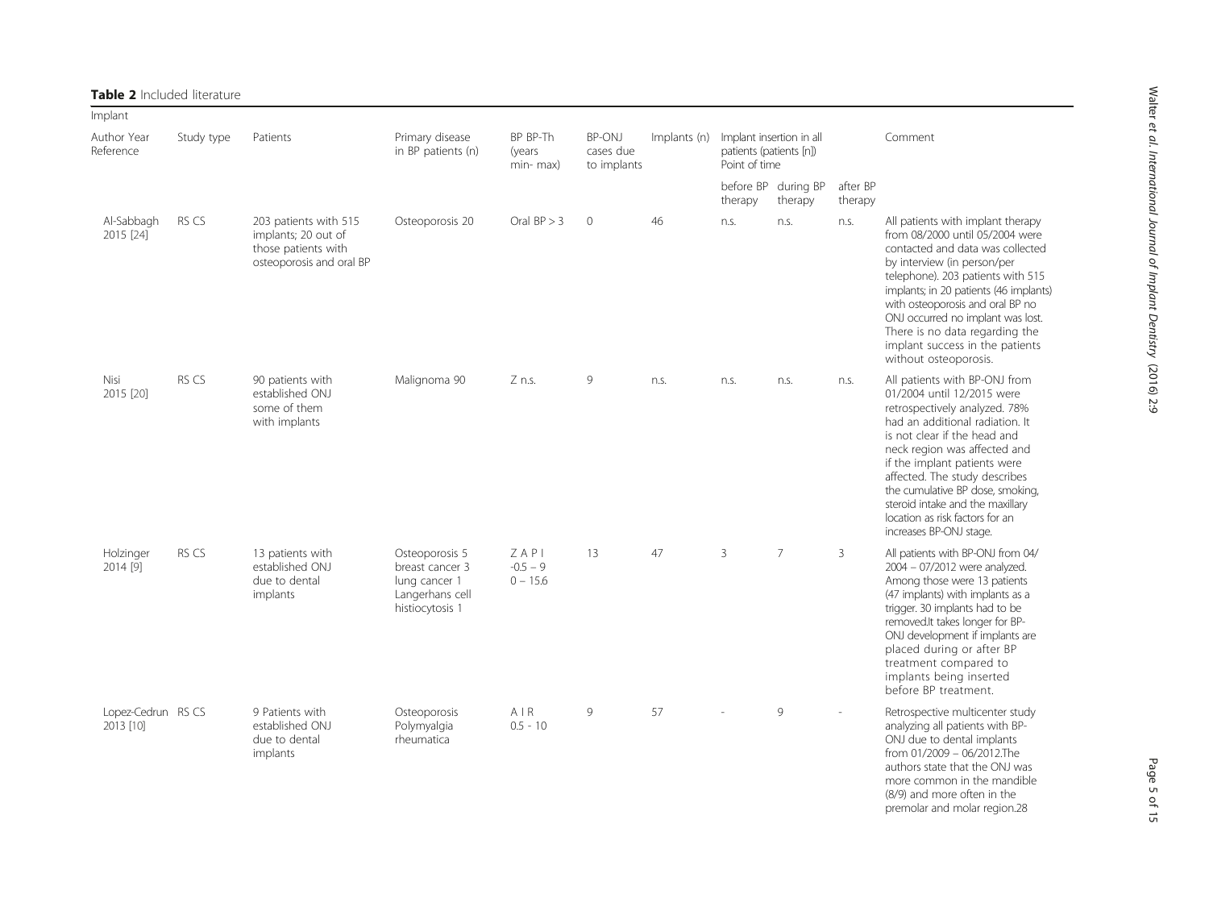**Table 2** Included literature

| Implant | | | | | | | | | | |
|---|---|---|---|---|---|---|---|---|---|---|
| Author Year Reference | Study type | Patients | Primary disease in BP patients (n) | BP BP-Th (years min- max) | BP-ONJ cases due to implants | Implants (n) | Implant insertion in all patients (patients [n]) Point of time | | | Comment |
| | | | | | | | before BP therapy | during BP therapy | after BP therapy | |
| Al-Sabbagh 2015 [24] | RS CS | 203 patients with 515 implants; 20 out of those patients with osteoporosis and oral BP | Osteoporosis 20 | Oral BP > 3 | 0 | 46 | n.s. | n.s. | n.s. | All patients with implant therapy from 08/2000 until 05/2004 were contacted and data was collected by interview (in person/per telephone). 203 patients with 515 implants; in 20 patients (46 implants) with osteoporosis and oral BP no ONJ occurred no implant was lost. There is no data regarding the implant success in the patients without osteoporosis. |
| Nisi 2015 [20] | RS CS | 90 patients with established ONJ some of them with implants | Malignoma 90 | Z n.s. | 9 | n.s. | n.s. | n.s. | n.s. | All patients with BP-ONJ from 01/2004 until 12/2015 were retrospectively analyzed. 78% had an additional radiation. It is not clear if the head and neck region was affected and if the implant patients were affected. The study describes the cumulative BP dose, smoking, steroid intake and the maxillary location as risk factors for an increases BP-ONJ stage. |
| Holzinger 2014 [9] | RS CS | 13 patients with established ONJ due to dental implants | Osteoporosis 5 breast cancer 3 lung cancer 1 Langerhans cell histiocytosis 1 | Z A P I -0.5 – 9 0 – 15.6 | 13 | 47 | 3 | 7 | 3 | All patients with BP-ONJ from 04/ 2004 – 07/2012 were analyzed. Among those were 13 patients (47 implants) with implants as a trigger. 30 implants had to be removed.It takes longer for BP-ONJ development if implants are placed during or after BP treatment compared to implants being inserted before BP treatment. |
| Lopez-Cedrun 2013 [10] | RS CS | 9 Patients with established ONJ due to dental implants | Osteoporosis Polymyalgia rheumatica | A I R 0.5 - 10 | 9 | 57 | - | 9 | - | Retrospective multicenter study analyzing all patients with BP-ONJ due to dental implants from 01/2009 – 06/2012.The authors state that the ONJ was more common in the mandible (8/9) and more often in the premolar and molar region.28 |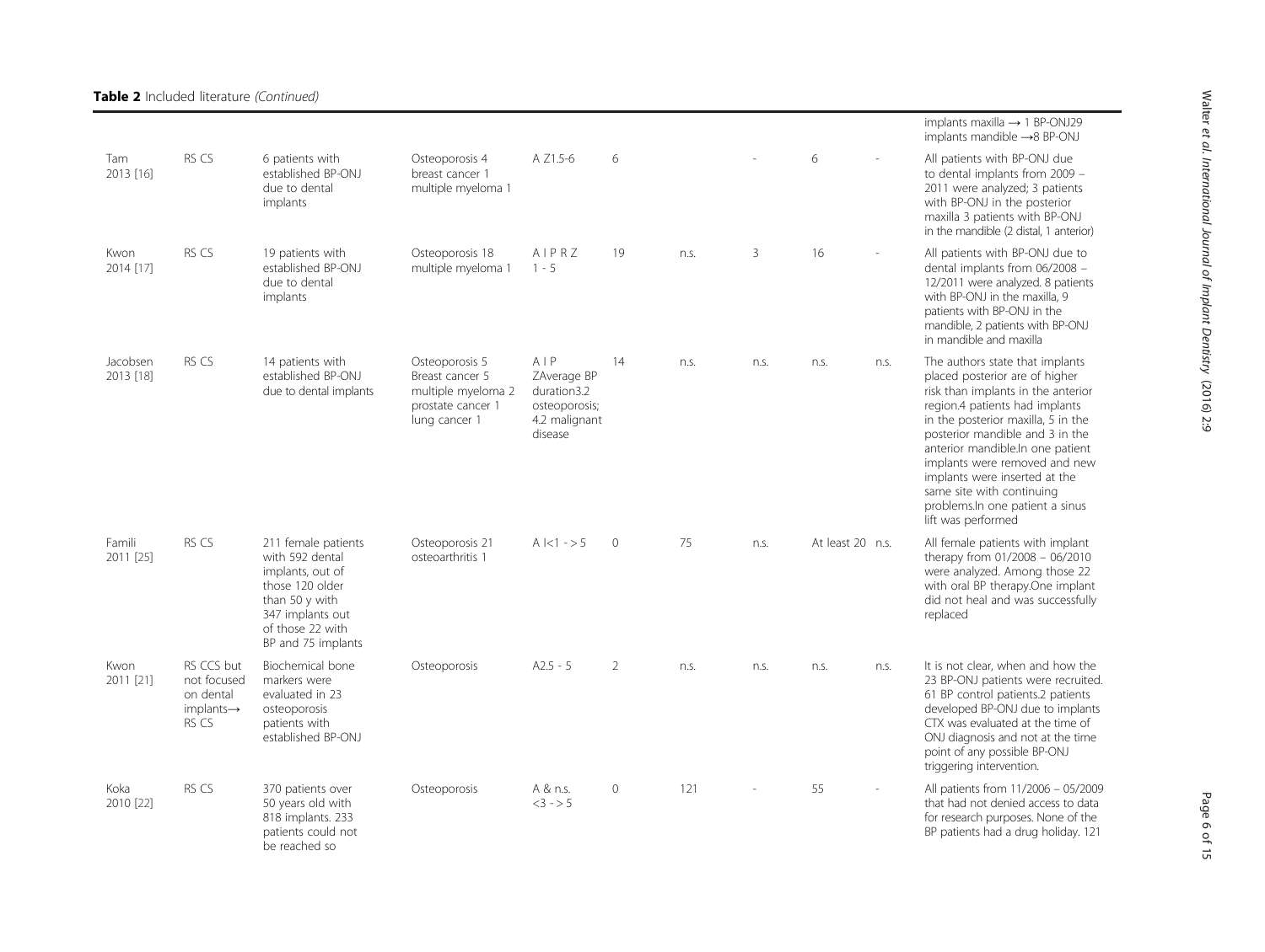**Table 2** Included literature *(Continued)*

| | | | | | | | | | | |
|---|---|---|---|---|---|---|---|---|---|---|
| | | | | | | | | | | implants maxilla → 1 BP-ONJ29 implants mandible →8 BP-ONJ |
| Tam 2013 [16] | RS CS | 6 patients with established BP-ONJ due to dental implants | Osteoporosis 4 breast cancer 1 multiple myeloma 1 | A Z1.5-6 | 6 | | | - | 6 | - | All patients with BP-ONJ due to dental implants from 2009 – 2011 were analyzed; 3 patients with BP-ONJ in the posterior maxilla 3 patients with BP-ONJ in the mandible (2 distal, 1 anterior) |
| Kwon 2014 [17] | RS CS | 19 patients with established BP-ONJ due to dental implants | Osteoporosis 18 multiple myeloma 1 | A I P R Z 1 - 5 | 19 | n.s. | 3 | 16 | - | All patients with BP-ONJ due to dental implants from 06/2008 – 12/2011 were analyzed. 8 patients with BP-ONJ in the maxilla, 9 patients with BP-ONJ in the mandible, 2 patients with BP-ONJ in mandible and maxilla |
| Jacobsen 2013 [18] | RS CS | 14 patients with established BP-ONJ due to dental implants | Osteoporosis 5 Breast cancer 5 multiple myeloma 2 prostate cancer 1 lung cancer 1 | A I P ZAverage BP duration3.2 osteoporosis; 4.2 malignant disease | 14 | n.s. | n.s. | n.s. | n.s. | The authors state that implants placed posterior are of higher risk than implants in the anterior region.4 patients had implants in the posterior maxilla, 5 in the posterior mandible and 3 in the anterior mandible.In one patient implants were removed and new implants were inserted at the same site with continuing problems.In one patient a sinus lift was performed |
| Famili 2011 [25] | RS CS | 211 female patients with 592 dental implants, out of those 120 older than 50 y with 347 implants out of those 22 with BP and 75 implants | Osteoporosis 21 osteoarthritis 1 | A I<1 - > 5 | 0 | 75 | n.s. | At least 20 | n.s. | All female patients with implant therapy from 01/2008 – 06/2010 were analyzed. Among those 22 with oral BP therapy.One implant did not heal and was successfully replaced |
| Kwon 2011 [21] | RS CCS but not focused on dental implants→ RS CS | Biochemical bone markers were evaluated in 23 osteoporosis patients with established BP-ONJ | Osteoporosis | A2.5 - 5 | 2 | n.s. | n.s. | n.s. | n.s. | It is not clear, when and how the 23 BP-ONJ patients were recruited. 61 BP control patients.2 patients developed BP-ONJ due to implants CTX was evaluated at the time of ONJ diagnosis and not at the time point of any possible BP-ONJ triggering intervention. |
| Koka 2010 [22] | RS CS | 370 patients over 50 years old with 818 implants. 233 patients could not be reached so | Osteoporosis | A & n.s. <3 - > 5 | 0 | 121 | - | 55 | - | All patients from 11/2006 – 05/2009 that had not denied access to data for research purposes. None of the BP patients had a drug holiday. 121 |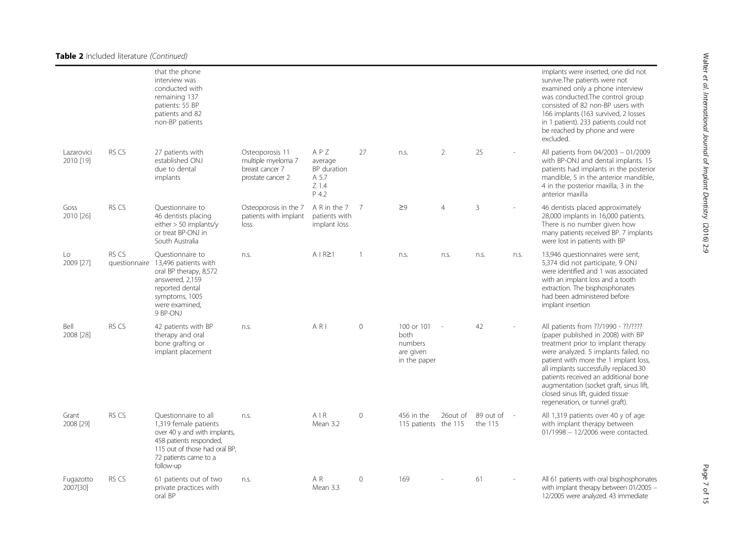**Table 2** Included literature *(Continued)*

| | | | | | | | | | | |
|---|---|---|---|---|---|---|---|---|---|---|
| | | that the phone interview was conducted with remaining 137 patients: 55 BP patients and 82 non-BP patients | | | | | | | | implants were inserted, one did not survive.The patients were not examined only a phone interview was conducted.The control group consisted of 82 non-BP users with 166 implants (163 survived, 2 losses in 1 patient). 233 patients could not be reached by phone and were excluded. |
| Lazarovici 2010 [19] | RS CS | 27 patients with established ONJ due to dental implants | Osteoporosis 11 multiple myeloma 7 breast cancer 7 prostate cancer 2 | A P Z average BP duration A 5.7 Z 1.4 P 4.2 | 27 | n.s. | 2 | 25 | - | All patients from 04/2003 – 01/2009 with BP-ONJ and dental implants. 15 patients had implants in the posterior mandible, 5 in the anterior mandible, 4 in the posterior maxilla, 3 in the anterior maxilla |
| Goss 2010 [26] | RS CS | Questionnaire to 46 dentists placing either > 50 implants/y or treat BP-ONJ in South Australia | Osteoporosis in the 7 patients with implant loss | A R in the 7 patients with implant loss | 7 | ≥9 | 4 | 3 | - | 46 dentists placed approximately 28,000 implants in 16,000 patients. There is no number given how many patients received BP. 7 implants were lost in patients with BP |
| Lo 2009 [27] | RS CS questionnaire | Questionnaire to 13,496 patients with oral BP therapy, 8,572 answered, 2,159 reported dental symptoms, 1005 were examined, 9 BP-ONJ | n.s. | A I R≥1 | 1 | n.s. | n.s. | n.s. | n.s. | 13,946 questionnaires were sent, 5,374 did not participate, 9 ONJ were identified and 1 was associated with an implant loss and a tooth extraction. The bisphosphonates had been administered before implant insertion |
| Bell 2008 [28] | RS CS | 42 patients with BP therapy and oral bone grafting or implant placement | n.s. | A R I | 0 | 100 or 101 both numbers are given in the paper | - | 42 | - | All patients from ??/1990 - ??/???? (paper published in 2008) with BP treatment prior to implant therapy were analyzed. 5 implants failed, no patient with more the 1 implant loss, all implants successfully replaced.30 patients received an additional bone augmentation (socket graft, sinus lift, closed sinus lift, guided tissue regeneration, or tunnel graft). |
| Grant 2008 [29] | RS CS | Questionnaire to all 1,319 female patients over 40 y and with implants, 458 patients responded, 115 out of those had oral BP, 72 patients came to a follow-up | n.s. | A I R Mean 3.2 | 0 | 456 in the 115 patients | 26out of the 115 | 89 out of the 115 | - | All 1,319 patients over 40 y of age with implant therapy between 01/1998 – 12/2006 were contacted. |
| Fugazotto 2007[30] | RS CS | 61 patients out of two private practices with oral BP | n.s. | A R Mean 3.3 | 0 | 169 | - | 61 | - | All 61 patients with oral bisphosphonates with implant therapy between 01/2005 – 12/2005 were analyzed. 43 immediate |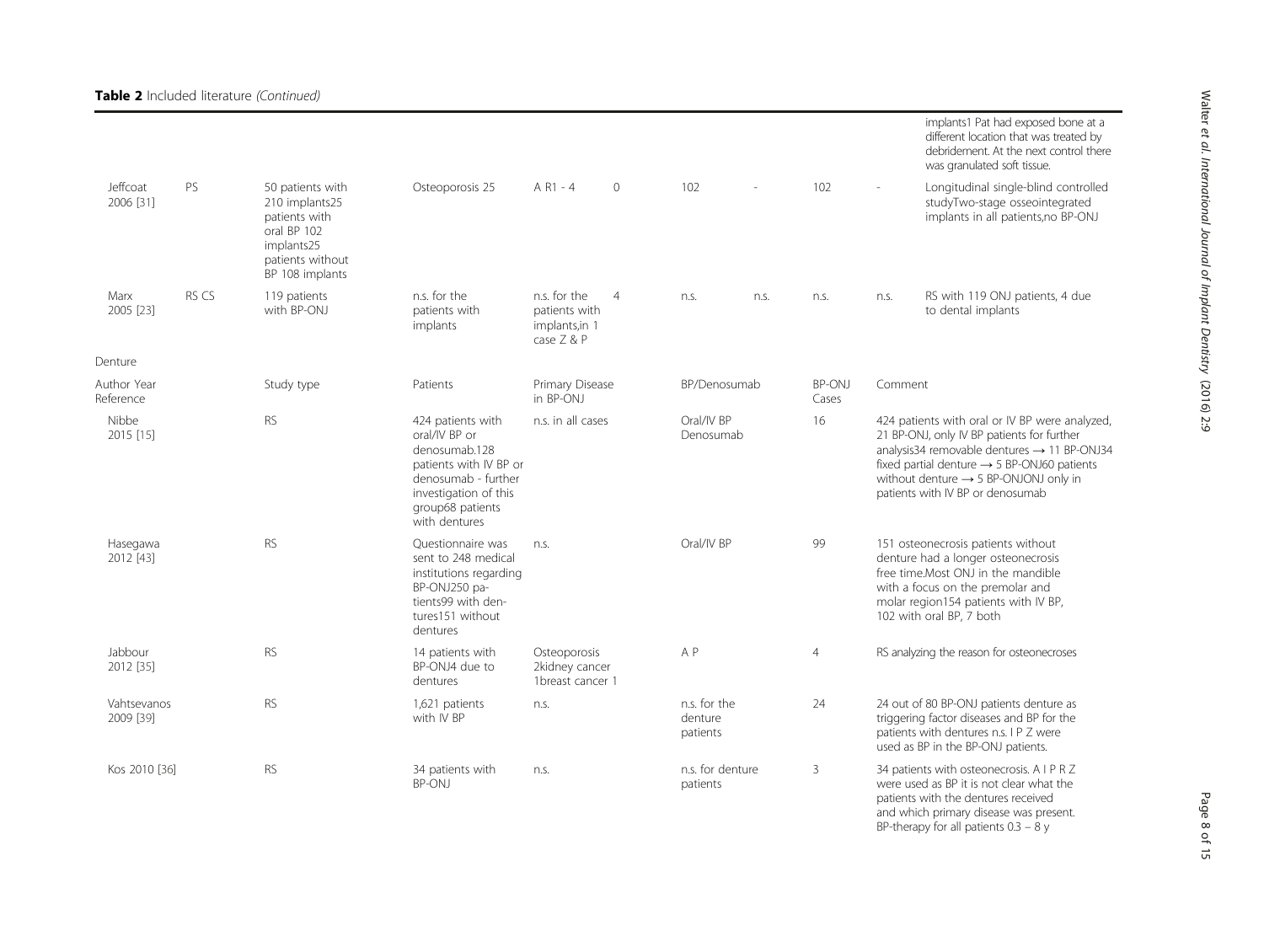**Table 2** Included literature *(Continued)*

| | | | | | | | | | | |
|---|---|---|---|---|---|---|---|---|---|---|
| | | | | | | | | | | implants1 Pat had exposed bone at a different location that was treated by debridement. At the next control there was granulated soft tissue. |
| Jeffcoat 2006 [31] | PS | 50 patients with 210 implants25 patients with oral BP 102 implants25 patients without BP 108 implants | Osteoporosis 25 | A R1 - 4 | 0 | 102 | - | 102 | - | Longitudinal single-blind controlled studyTwo-stage osseointegrated implants in all patients,no BP-ONJ |
| Marx 2005 [23] | RS CS | 119 patients with BP-ONJ | n.s. for the patients with implants | n.s. for the patients with implants,in 1 case Z & P | 4 | n.s. | n.s. | n.s. | n.s. | RS with 119 ONJ patients, 4 due to dental implants |

Denture

| Author Year Reference | Study type | Patients | Primary Disease in BP-ONJ | BP/Denosumab | BP-ONJ Cases | Comment |
|---|---|---|---|---|---|---|
| Nibbe 2015 [15] | RS | 424 patients with oral/IV BP or denosumab.128 patients with IV BP or denosumab - further investigation of this group68 patients with dentures | n.s. in all cases | Oral/IV BP Denosumab | 16 | 424 patients with oral or IV BP were analyzed, 21 BP-ONJ, only IV BP patients for further analysis34 removable dentures → 11 BP-ONJ34 fixed partial denture → 5 BP-ONJ60 patients without denture → 5 BP-ONJONJ only in patients with IV BP or denosumab |
| Hasegawa 2012 [43] | RS | Questionnaire was sent to 248 medical institutions regarding BP-ONJ250 patients99 with dentures151 without dentures | n.s. | Oral/IV BP | 99 | 151 osteonecrosis patients without denture had a longer osteonecrosis free time.Most ONJ in the mandible with a focus on the premolar and molar region154 patients with IV BP, 102 with oral BP, 7 both |
| Jabbour 2012 [35] | RS | 14 patients with BP-ONJ4 due to dentures | Osteoporosis 2kidney cancer 1breast cancer 1 | A P | 4 | RS analyzing the reason for osteonecroses |
| Vahtsevanos 2009 [39] | RS | 1,621 patients with IV BP | n.s. | n.s. for the denture patients | 24 | 24 out of 80 BP-ONJ patients denture as triggering factor diseases and BP for the patients with dentures n.s. I P Z were used as BP in the BP-ONJ patients. |
| Kos 2010 [36] | RS | 34 patients with BP-ONJ | n.s. | n.s. for denture patients | 3 | 34 patients with osteonecrosis. A I P R Z were used as BP it is not clear what the patients with the dentures received and which primary disease was present. BP-therapy for all patients 0.3 – 8 y |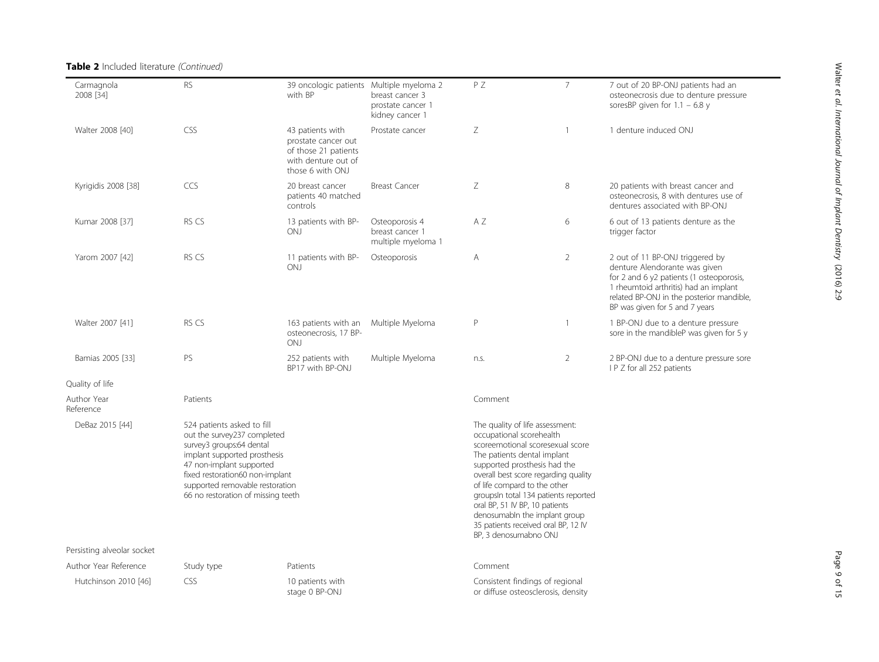**Table 2** Included literature *(Continued)*

| | | | | | | |
|---|---|---|---|---|---|---|
| Carmagnola 2008 [34] | RS | 39 oncologic patients with BP | Multiple myeloma 2 breast cancer 3 prostate cancer 1 kidney cancer 1 | P Z | 7 | 7 out of 20 BP-ONJ patients had an osteonecrosis due to denture pressure soresBP given for 1.1 – 6.8 y |
| Walter 2008 [40] | CSS | 43 patients with prostate cancer out of those 21 patients with denture out of those 6 with ONJ | Prostate cancer | Z | 1 | 1 denture induced ONJ |
| Kyrigidis 2008 [38] | CCS | 20 breast cancer patients 40 matched controls | Breast Cancer | Z | 8 | 20 patients with breast cancer and osteonecrosis, 8 with dentures use of dentures associated with BP-ONJ |
| Kumar 2008 [37] | RS CS | 13 patients with BP-ONJ | Osteoporosis 4 breast cancer 1 multiple myeloma 1 | A Z | 6 | 6 out of 13 patients denture as the trigger factor |
| Yarom 2007 [42] | RS CS | 11 patients with BP-ONJ | Osteoporosis | A | 2 | 2 out of 11 BP-ONJ triggered by denture Alendorante was given for 2 and 6 y2 patients (1 osteoporosis, 1 rheumtoid arthritis) had an implant related BP-ONJ in the posterior mandible, BP was given for 5 and 7 years |
| Walter 2007 [41] | RS CS | 163 patients with an osteonecrosis, 17 BP-ONJ | Multiple Myeloma | P | 1 | 1 BP-ONJ due to a denture pressure sore in the mandibleP was given for 5 y |
| Bamias 2005 [33] | PS | 252 patients with BP17 with BP-ONJ | Multiple Myeloma | n.s. | 2 | 2 BP-ONJ due to a denture pressure sore I P Z for all 252 patients |

Quality of life

| Author Year Reference | Patients | Comment |
|---|---|---|
| DeBaz 2015 [44] | 524 patients asked to fill out the survey237 completed survey3 groups:64 dental implant supported prosthesis 47 non-implant supported fixed restoration60 non-implant supported removable restoration 66 no restoration of missing teeth | The quality of life assessment: occupational scorehealth scoreemotional scoresexual score The patients dental implant supported prosthesis had the overall best score regarding quality of life compard to the other groupsIn total 134 patients reported oral BP, 51 IV BP, 10 patients denosumabIn the implant group 35 patients received oral BP, 12 IV BP, 3 denosumabno ONJ |

Persisting alveolar socket

| Author Year Reference | Study type | Patients | Comment |
|---|---|---|---|
| Hutchinson 2010 [46] | CSS | 10 patients with stage 0 BP-ONJ | Consistent findings of regional or diffuse osteosclerosis, density |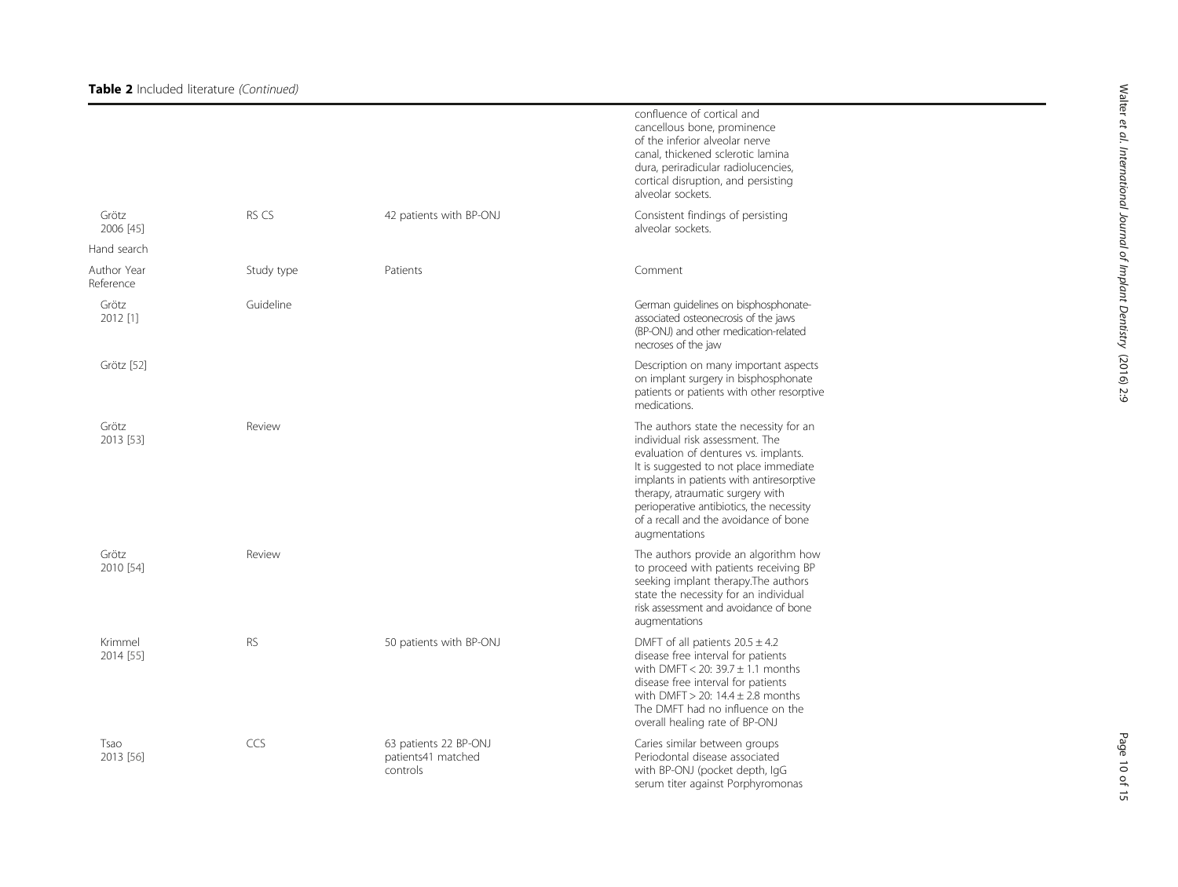**Table 2** Included literature *(Continued)*

| Author Year Reference | Study type | Patients | Comment |
|---|---|---|---|
| | | | confluence of cortical and cancellous bone, prominence of the inferior alveolar nerve canal, thickened sclerotic lamina dura, periradicular radiolucencies, cortical disruption, and persisting alveolar sockets. |
| Grötz 2006 [45] | RS CS | 42 patients with BP-ONJ | Consistent findings of persisting alveolar sockets. |
| Hand search | | | |
| Author Year Reference | Study type | Patients | Comment |
| Grötz 2012 [1] | Guideline | | German guidelines on bisphosphonate-associated osteonecrosis of the jaws (BP-ONJ) and other medication-related necroses of the jaw |
| Grötz [52] | | | Description on many important aspects on implant surgery in bisphosphonate patients or patients with other resorptive medications. |
| Grötz 2013 [53] | Review | | The authors state the necessity for an individual risk assessment. The evaluation of dentures vs. implants. It is suggested to not place immediate implants in patients with antiresorptive therapy, atraumatic surgery with perioperative antibiotics, the necessity of a recall and the avoidance of bone augmentations |
| Grötz 2010 [54] | Review | | The authors provide an algorithm how to proceed with patients receiving BP seeking implant therapy.The authors state the necessity for an individual risk assessment and avoidance of bone augmentations |
| Krimmel 2014 [55] | RS | 50 patients with BP-ONJ | DMFT of all patients $20.5 \pm 4.2$ disease free interval for patients with DMFT < 20: $39.7 \pm 1.1$ months disease free interval for patients with DMFT > 20: $14.4 \pm 2.8$ months The DMFT had no influence on the overall healing rate of BP-ONJ |
| Tsao 2013 [56] | CCS | 63 patients 22 BP-ONJ patients41 matched controls | Caries similar between groups Periodontal disease associated with BP-ONJ (pocket depth, IgG serum titer against Porphyromonas |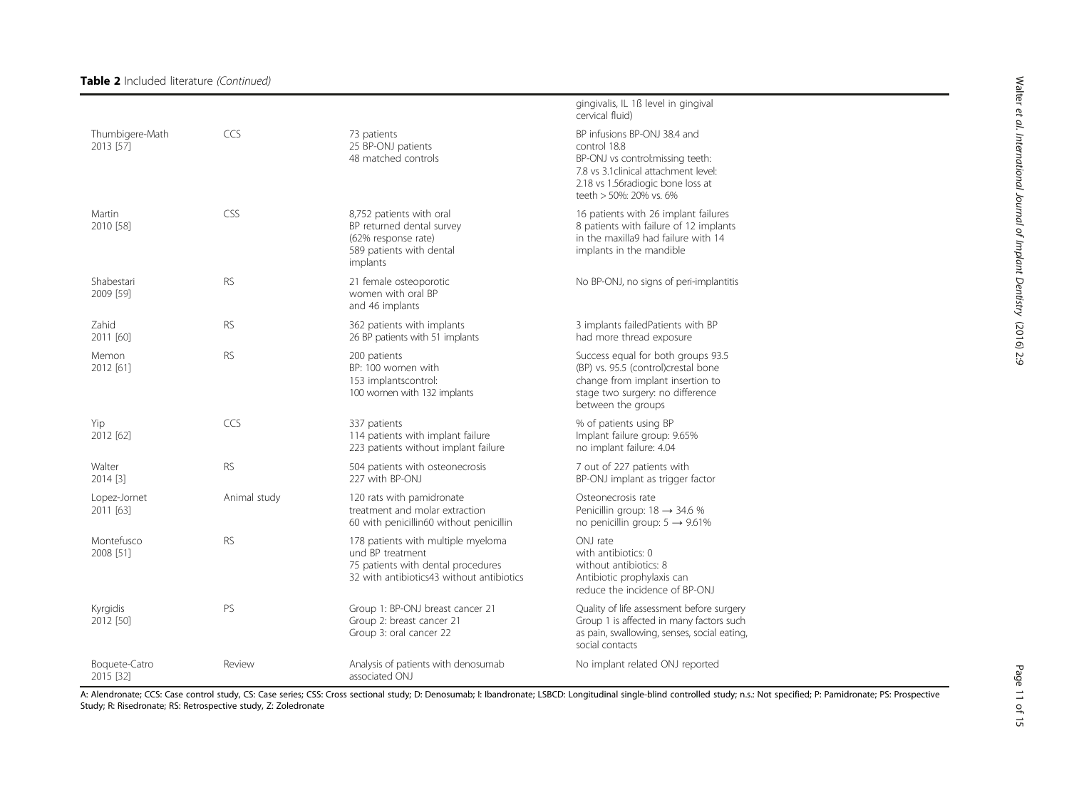**Table 2** Included literature *(Continued)*

| | | | |
|---|---|---|---|
| | | | gingivalis, IL 1ß level in gingival cervical fluid) |
| Thumbigere-Math 2013 [57] | CCS | 73 patients<br>25 BP-ONJ patients<br>48 matched controls | BP infusions BP-ONJ 38.4 and control 18.8<br>BP-ONJ vs control:missing teeth: 7.8 vs 3.1clinical attachment level: 2.18 vs 1.56radiogic bone loss at teeth > 50%: 20% vs. 6% |
| Martin 2010 [58] | CSS | 8,752 patients with oral BP returned dental survey (62% response rate)<br>589 patients with dental implants | 16 patients with 26 implant failures<br>8 patients with failure of 12 implants in the maxilla9 had failure with 14 implants in the mandible |
| Shabestari 2009 [59] | RS | 21 female osteoporotic women with oral BP and 46 implants | No BP-ONJ, no signs of peri-implantitis |
| Zahid 2011 [60] | RS | 362 patients with implants<br>26 BP patients with 51 implants | 3 implants failedPatients with BP had more thread exposure |
| Memon 2012 [61] | RS | 200 patients<br>BP: 100 women with 153 implantscontrol: 100 women with 132 implants | Success equal for both groups 93.5 (BP) vs. 95.5 (control)crestal bone change from implant insertion to stage two surgery: no difference between the groups |
| Yip 2012 [62] | CCS | 337 patients<br>114 patients with implant failure<br>223 patients without implant failure | % of patients using BP<br>Implant failure group: 9.65%<br>no implant failure: 4.04 |
| Walter 2014 [3] | RS | 504 patients with osteonecrosis<br>227 with BP-ONJ | 7 out of 227 patients with BP-ONJ implant as trigger factor |
| Lopez-Jornet 2011 [63] | Animal study | 120 rats with pamidronate treatment and molar extraction<br>60 with penicillin60 without penicillin | Osteonecrosis rate<br>Penicillin group: 18 → 34.6 %<br>no penicillin group: 5 → 9.61% |
| Montefusco 2008 [51] | RS | 178 patients with multiple myeloma und BP treatment<br>75 patients with dental procedures<br>32 with antibiotics43 without antibiotics | ONJ rate<br>with antibiotics: 0<br>without antibiotics: 8<br>Antibiotic prophylaxis can reduce the incidence of BP-ONJ |
| Kyrgidis 2012 [50] | PS | Group 1: BP-ONJ breast cancer 21<br>Group 2: breast cancer 21<br>Group 3: oral cancer 22 | Quality of life assessment before surgery<br>Group 1 is affected in many factors such as pain, swallowing, senses, social eating, social contacts |
| Boquete-Catro 2015 [32] | Review | Analysis of patients with denosumab associated ONJ | No implant related ONJ reported |

A: Alendronate; CCS: Case control study, CS: Case series; CSS: Cross sectional study; D: Denosumab; I: Ibandronate; LSBCD: Longitudinal single-blind controlled study; n.s.: Not specified; P: Pamidronate; PS: Prospective Study; R: Risedronate; RS: Retrospective study, Z: Zoledronate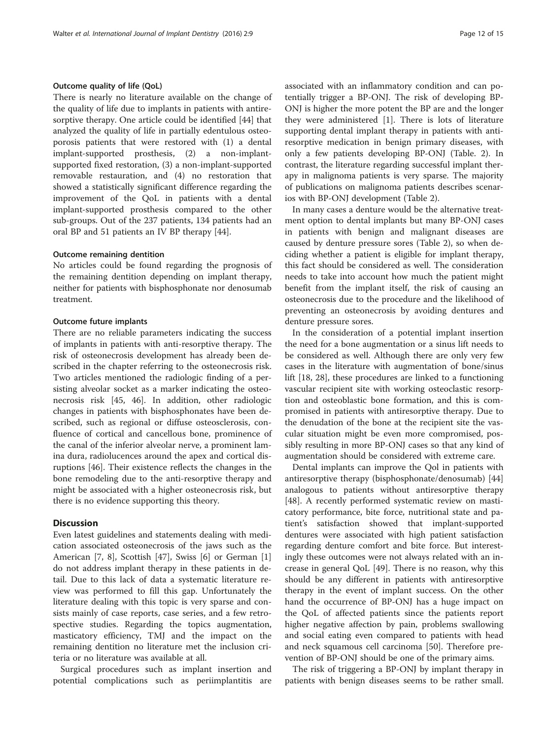#### Outcome quality of life (QoL)

There is nearly no literature available on the change of the quality of life due to implants in patients with antiresorptive therapy. One article could be identified [44] that analyzed the quality of life in partially edentulous osteoporosis patients that were restored with (1) a dental implant-supported prosthesis, (2) a non-implant-supported fixed restoration, (3) a non-implant-supported removable restauration, and (4) no restoration that showed a statistically significant difference regarding the improvement of the QoL in patients with a dental implant-supported prosthesis compared to the other sub-groups. Out of the 237 patients, 134 patients had an oral BP and 51 patients an IV BP therapy [44].

#### Outcome remaining dentition

No articles could be found regarding the prognosis of the remaining dentition depending on implant therapy, neither for patients with bisphosphonate nor denosumab treatment.

#### Outcome future implants

There are no reliable parameters indicating the success of implants in patients with anti-resorptive therapy. The risk of osteonecrosis development has already been described in the chapter referring to the osteonecrosis risk. Two articles mentioned the radiologic finding of a persisting alveolar socket as a marker indicating the osteonecrosis risk [45, 46]. In addition, other radiologic changes in patients with bisphosphonates have been described, such as regional or diffuse osteosclerosis, confluence of cortical and cancellous bone, prominence of the canal of the inferior alveolar nerve, a prominent lamina dura, radiolucences around the apex and cortical disruptions [46]. Their existence reflects the changes in the bone remodeling due to the anti-resorptive therapy and might be associated with a higher osteonecrosis risk, but there is no evidence supporting this theory.

## Discussion

Even latest guidelines and statements dealing with medication associated osteonecrosis of the jaws such as the American [7, 8], Scottish [47], Swiss [6] or German [1] do not address implant therapy in these patients in detail. Due to this lack of data a systematic literature review was performed to fill this gap. Unfortunately the literature dealing with this topic is very sparse and consists mainly of case reports, case series, and a few retrospective studies. Regarding the topics augmentation, masticatory efficiency, TMJ and the impact on the remaining dentition no literature met the inclusion criteria or no literature was available at all.

Surgical procedures such as implant insertion and potential complications such as periimplantitis are associated with an inflammatory condition and can potentially trigger a BP-ONJ. The risk of developing BP-ONJ is higher the more potent the BP are and the longer they were administered [1]. There is lots of literature supporting dental implant therapy in patients with antiresorptive medication in benign primary diseases, with only a few patients developing BP-ONJ (Table. 2). In contrast, the literature regarding successful implant therapy in malignoma patients is very sparse. The majority of publications on malignoma patients describes scenarios with BP-ONJ development (Table 2).

In many cases a denture would be the alternative treatment option to dental implants but many BP-ONJ cases in patients with benign and malignant diseases are caused by denture pressure sores (Table 2), so when deciding whether a patient is eligible for implant therapy, this fact should be considered as well. The consideration needs to take into account how much the patient might benefit from the implant itself, the risk of causing an osteonecrosis due to the procedure and the likelihood of preventing an osteonecrosis by avoiding dentures and denture pressure sores.

In the consideration of a potential implant insertion the need for a bone augmentation or a sinus lift needs to be considered as well. Although there are only very few cases in the literature with augmentation of bone/sinus lift [18, 28], these procedures are linked to a functioning vascular recipient site with working osteoclastic resorption and osteoblastic bone formation, and this is compromised in patients with antiresorptive therapy. Due to the denudation of the bone at the recipient site the vascular situation might be even more compromised, possibly resulting in more BP-ONJ cases so that any kind of augmentation should be considered with extreme care.

Dental implants can improve the Qol in patients with antiresorptive therapy (bisphosphonate/denosumab) [44] analogous to patients without antiresorptive therapy [48]. A recently performed systematic review on masticatory performance, bite force, nutritional state and patient's satisfaction showed that implant-supported dentures were associated with high patient satisfaction regarding denture comfort and bite force. But interestingly these outcomes were not always related with an increase in general QoL [49]. There is no reason, why this should be any different in patients with antiresorptive therapy in the event of implant success. On the other hand the occurrence of BP-ONJ has a huge impact on the QoL of affected patients since the patients report higher negative affection by pain, problems swallowing and social eating even compared to patients with head and neck squamous cell carcinoma [50]. Therefore prevention of BP-ONJ should be one of the primary aims.

The risk of triggering a BP-ONJ by implant therapy in patients with benign diseases seems to be rather small.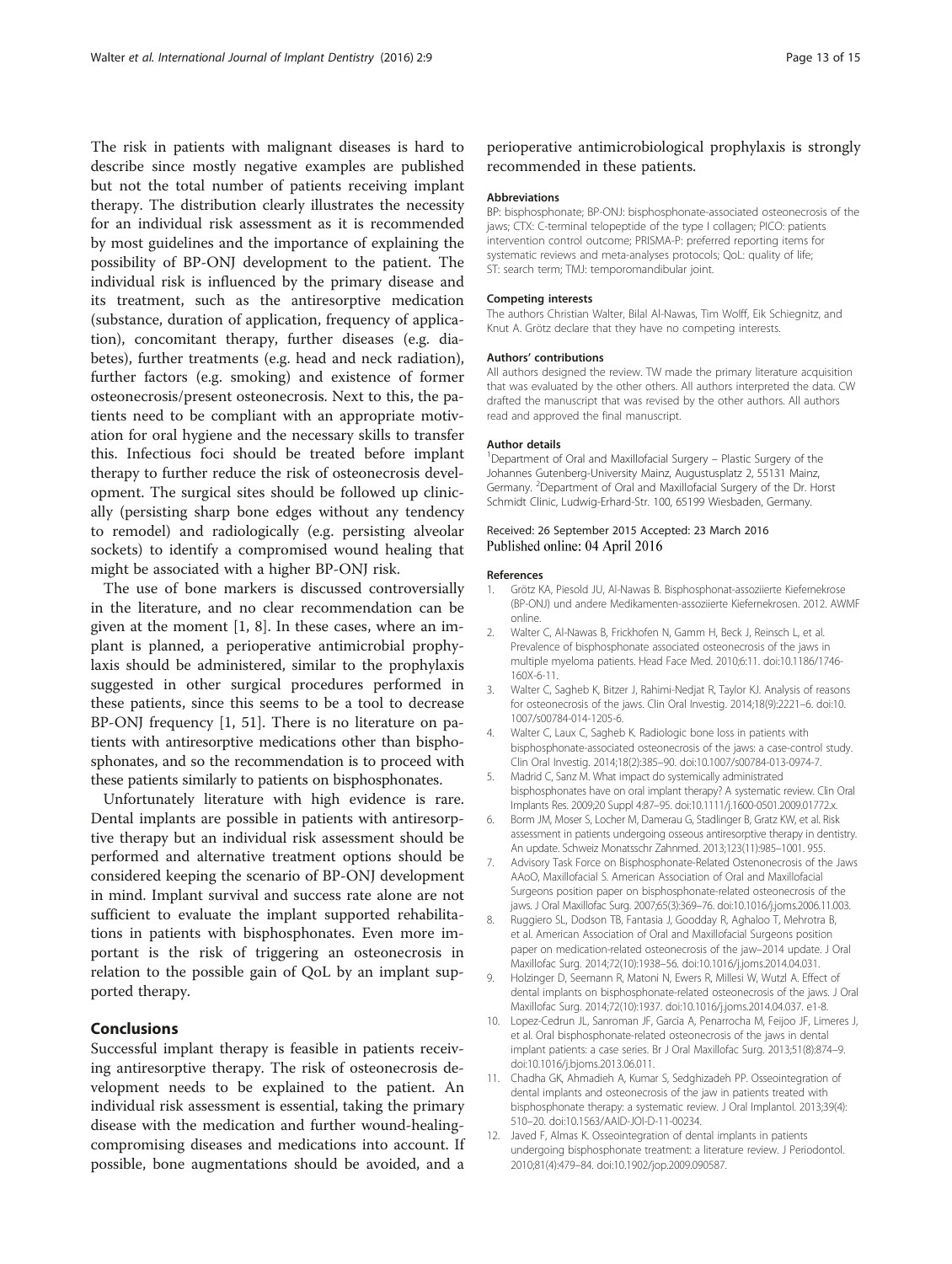The risk in patients with malignant diseases is hard to describe since mostly negative examples are published but not the total number of patients receiving implant therapy. The distribution clearly illustrates the necessity for an individual risk assessment as it is recommended by most guidelines and the importance of explaining the possibility of BP-ONJ development to the patient. The individual risk is influenced by the primary disease and its treatment, such as the antiresorptive medication (substance, duration of application, frequency of application), concomitant therapy, further diseases (e.g. diabetes), further treatments (e.g. head and neck radiation), further factors (e.g. smoking) and existence of former osteonecrosis/present osteonecrosis. Next to this, the patients need to be compliant with an appropriate motivation for oral hygiene and the necessary skills to transfer this. Infectious foci should be treated before implant therapy to further reduce the risk of osteonecrosis development. The surgical sites should be followed up clinically (persisting sharp bone edges without any tendency to remodel) and radiologically (e.g. persisting alveolar sockets) to identify a compromised wound healing that might be associated with a higher BP-ONJ risk.

The use of bone markers is discussed controversially in the literature, and no clear recommendation can be given at the moment [1, 8]. In these cases, where an implant is planned, a perioperative antimicrobial prophylaxis should be administered, similar to the prophylaxis suggested in other surgical procedures performed in these patients, since this seems to be a tool to decrease BP-ONJ frequency [1, 51]. There is no literature on patients with antiresorptive medications other than bisphosphonates, and so the recommendation is to proceed with these patients similarly to patients on bisphosphonates.

Unfortunately literature with high evidence is rare. Dental implants are possible in patients with antiresorptive therapy but an individual risk assessment should be performed and alternative treatment options should be considered keeping the scenario of BP-ONJ development in mind. Implant survival and success rate alone are not sufficient to evaluate the implant supported rehabilitations in patients with bisphosphonates. Even more important is the risk of triggering an osteonecrosis in relation to the possible gain of QoL by an implant supported therapy.

## Conclusions

Successful implant therapy is feasible in patients receiving antiresorptive therapy. The risk of osteonecrosis development needs to be explained to the patient. An individual risk assessment is essential, taking the primary disease with the medication and further wound-healing-compromising diseases and medications into account. If possible, bone augmentations should be avoided, and a perioperative antimicrobiological prophylaxis is strongly recommended in these patients.

#### Abbreviations

BP: bisphosphonate; BP-ONJ: bisphosphonate-associated osteonecrosis of the jaws; CTX: C-terminal telopeptide of the type I collagen; PICO: patients intervention control outcome; PRISMA-P: preferred reporting items for systematic reviews and meta-analyses protocols; QoL: quality of life; ST: search term; TMJ: temporomandibular joint.

#### Competing interests

The authors Christian Walter, Bilal Al-Nawas, Tim Wolff, Eik Schiegnitz, and Knut A. Grötz declare that they have no competing interests.

#### Authors' contributions

All authors designed the review. TW made the primary literature acquisition that was evaluated by the other others. All authors interpreted the data. CW drafted the manuscript that was revised by the other authors. All authors read and approved the final manuscript.

#### Author details

[1]Department of Oral and Maxillofacial Surgery – Plastic Surgery of the Johannes Gutenberg-University Mainz, Augustusplatz 2, 55131 Mainz, Germany. [2]Department of Oral and Maxillofacial Surgery of the Dr. Horst Schmidt Clinic, Ludwig-Erhard-Str. 100, 65199 Wiesbaden, Germany.

Received: 26 September 2015 Accepted: 23 March 2016
Published online: 04 April 2016

#### References

1. Grötz KA, Piesold JU, Al-Nawas B. Bisphosphonat-assoziierte Kiefernekrose (BP-ONJ) und andere Medikamenten-assoziierte Kiefernekrosen. 2012. AWMF online.
2. Walter C, Al-Nawas B, Frickhofen N, Gamm H, Beck J, Reinsch L, et al. Prevalence of bisphosphonate associated osteonecrosis of the jaws in multiple myeloma patients. Head Face Med. 2010;6:11. doi:10.1186/1746-160X-6-11.
3. Walter C, Sagheb K, Bitzer J, Rahimi-Nedjat R, Taylor KJ. Analysis of reasons for osteonecrosis of the jaws. Clin Oral Investig. 2014;18(9):2221–6. doi:10.1007/s00784-014-1205-6.
4. Walter C, Laux C, Sagheb K. Radiologic bone loss in patients with bisphosphonate-associated osteonecrosis of the jaws: a case-control study. Clin Oral Investig. 2014;18(2):385–90. doi:10.1007/s00784-013-0974-7.
5. Madrid C, Sanz M. What impact do systemically administrated bisphosphonates have on oral implant therapy? A systematic review. Clin Oral Implants Res. 2009;20 Suppl 4:87–95. doi:10.1111/j.1600-0501.2009.01772.x.
6. Borm JM, Moser S, Locher M, Damerau G, Stadlinger B, Gratz KW, et al. Risk assessment in patients undergoing osseous antiresorptive therapy in dentistry. An update. Schweiz Monatsschr Zahnmed. 2013;123(11):985–1001. 955.
7. Advisory Task Force on Bisphosphonate-Related Ostenonecrosis of the Jaws AAoO, Maxillofacial S. American Association of Oral and Maxillofacial Surgeons position paper on bisphosphonate-related osteonecrosis of the jaws. J Oral Maxillofac Surg. 2007;65(3):369–76. doi:10.1016/j.joms.2006.11.003.
8. Ruggiero SL, Dodson TB, Fantasia J, Goodday R, Aghaloo T, Mehrotra B, et al. American Association of Oral and Maxillofacial Surgeons position paper on medication-related osteonecrosis of the jaw–2014 update. J Oral Maxillofac Surg. 2014;72(10):1938–56. doi:10.1016/j.joms.2014.04.031.
9. Holzinger D, Seemann R, Matoni N, Ewers R, Millesi W, Wutzl A. Effect of dental implants on bisphosphonate-related osteonecrosis of the jaws. J Oral Maxillofac Surg. 2014;72(10):1937. doi:10.1016/j.joms.2014.04.037. e1-8.
10. Lopez-Cedrun JL, Sanroman JF, Garcia A, Penarrocha M, Feijoo JF, Limeres J, et al. Oral bisphosphonate-related osteonecrosis of the jaws in dental implant patients: a case series. Br J Oral Maxillofac Surg. 2013;51(8):874–9. doi:10.1016/j.bjoms.2013.06.011.
11. Chadha GK, Ahmadieh A, Kumar S, Sedghizadeh PP. Osseointegration of dental implants and osteonecrosis of the jaw in patients treated with bisphosphonate therapy: a systematic review. J Oral Implantol. 2013;39(4):510–20. doi:10.1563/AAID-JOI-D-11-00234.
12. Javed F, Almas K. Osseointegration of dental implants in patients undergoing bisphosphonate treatment: a literature review. J Periodontol. 2010;81(4):479–84. doi:10.1902/jop.2009.090587.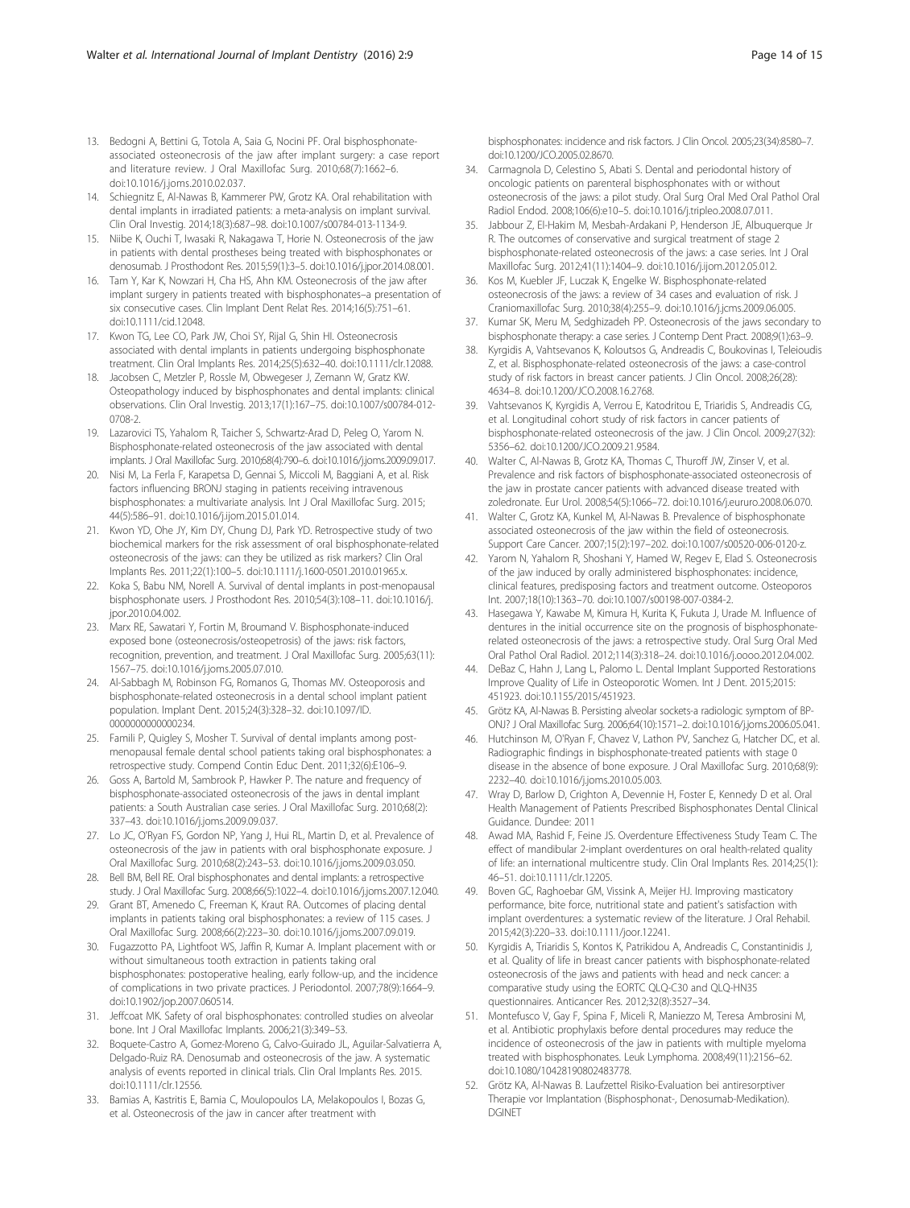13. Bedogni A, Bettini G, Totola A, Saia G, Nocini PF. Oral bisphosphonate-associated osteonecrosis of the jaw after implant surgery: a case report and literature review. J Oral Maxillofac Surg. 2010;68(7):1662–6. doi:10.1016/j.joms.2010.02.037.
14. Schiegnitz E, Al-Nawas B, Kammerer PW, Grotz KA. Oral rehabilitation with dental implants in irradiated patients: a meta-analysis on implant survival. Clin Oral Investig. 2014;18(3):687–98. doi:10.1007/s00784-013-1134-9.
15. Niibe K, Ouchi T, Iwasaki R, Nakagawa T, Horie N. Osteonecrosis of the jaw in patients with dental prostheses being treated with bisphosphonates or denosumab. J Prosthodont Res. 2015;59(1):3–5. doi:10.1016/j.jpor.2014.08.001.
16. Tam Y, Kar K, Nowzari H, Cha HS, Ahn KM. Osteonecrosis of the jaw after implant surgery in patients treated with bisphosphonates–a presentation of six consecutive cases. Clin Implant Dent Relat Res. 2014;16(5):751–61. doi:10.1111/cid.12048.
17. Kwon TG, Lee CO, Park JW, Choi SY, Rijal G, Shin HI. Osteonecrosis associated with dental implants in patients undergoing bisphosphonate treatment. Clin Oral Implants Res. 2014;25(5):632–40. doi:10.1111/clr.12088.
18. Jacobsen C, Metzler P, Rossle M, Obwegeser J, Zemann W, Gratz KW. Osteopathology induced by bisphosphonates and dental implants: clinical observations. Clin Oral Investig. 2013;17(1):167–75. doi:10.1007/s00784-012-0708-2.
19. Lazarovici TS, Yahalom R, Taicher S, Schwartz-Arad D, Peleg O, Yarom N. Bisphosphonate-related osteonecrosis of the jaw associated with dental implants. J Oral Maxillofac Surg. 2010;68(4):790–6. doi:10.1016/j.joms.2009.09.017.
20. Nisi M, La Ferla F, Karapetsa D, Gennai S, Miccoli M, Baggiani A, et al. Risk factors influencing BRONJ staging in patients receiving intravenous bisphosphonates: a multivariate analysis. Int J Oral Maxillofac Surg. 2015; 44(5):586–91. doi:10.1016/j.ijom.2015.01.014.
21. Kwon YD, Ohe JY, Kim DY, Chung DJ, Park YD. Retrospective study of two biochemical markers for the risk assessment of oral bisphosphonate-related osteonecrosis of the jaws: can they be utilized as risk markers? Clin Oral Implants Res. 2011;22(1):100–5. doi:10.1111/j.1600-0501.2010.01965.x.
22. Koka S, Babu NM, Norell A. Survival of dental implants in post-menopausal bisphosphonate users. J Prosthodont Res. 2010;54(3):108–11. doi:10.1016/j.jpor.2010.04.002.
23. Marx RE, Sawatari Y, Fortin M, Broumand V. Bisphosphonate-induced exposed bone (osteonecrosis/osteopetrosis) of the jaws: risk factors, recognition, prevention, and treatment. J Oral Maxillofac Surg. 2005;63(11): 1567–75. doi:10.1016/j.joms.2005.07.010.
24. Al-Sabbagh M, Robinson FG, Romanos G, Thomas MV. Osteoporosis and bisphosphonate-related osteonecrosis in a dental school implant patient population. Implant Dent. 2015;24(3):328–32. doi:10.1097/ID.0000000000000234.
25. Famili P, Quigley S, Mosher T. Survival of dental implants among post-menopausal female dental school patients taking oral bisphosphonates: a retrospective study. Compend Contin Educ Dent. 2011;32(6):E106–9.
26. Goss A, Bartold M, Sambrook P, Hawker P. The nature and frequency of bisphosphonate-associated osteonecrosis of the jaws in dental implant patients: a South Australian case series. J Oral Maxillofac Surg. 2010;68(2): 337–43. doi:10.1016/j.joms.2009.09.037.
27. Lo JC, O'Ryan FS, Gordon NP, Yang J, Hui RL, Martin D, et al. Prevalence of osteonecrosis of the jaw in patients with oral bisphosphonate exposure. J Oral Maxillofac Surg. 2010;68(2):243–53. doi:10.1016/j.joms.2009.03.050.
28. Bell BM, Bell RE. Oral bisphosphonates and dental implants: a retrospective study. J Oral Maxillofac Surg. 2008;66(5):1022–4. doi:10.1016/j.joms.2007.12.040.
29. Grant BT, Amenedo C, Freeman K, Kraut RA. Outcomes of placing dental implants in patients taking oral bisphosphonates: a review of 115 cases. J Oral Maxillofac Surg. 2008;66(2):223–30. doi:10.1016/j.joms.2007.09.019.
30. Fugazzotto PA, Lightfoot WS, Jaffin R, Kumar A. Implant placement with or without simultaneous tooth extraction in patients taking oral bisphosphonates: postoperative healing, early follow-up, and the incidence of complications in two private practices. J Periodontol. 2007;78(9):1664–9. doi:10.1902/jop.2007.060514.
31. Jeffcoat MK. Safety of oral bisphosphonates: controlled studies on alveolar bone. Int J Oral Maxillofac Implants. 2006;21(3):349–53.
32. Boquete-Castro A, Gomez-Moreno G, Calvo-Guirado JL, Aguilar-Salvatierra A, Delgado-Ruiz RA. Denosumab and osteonecrosis of the jaw. A systematic analysis of events reported in clinical trials. Clin Oral Implants Res. 2015. doi:10.1111/clr.12556.
33. Bamias A, Kastritis E, Bamia C, Moulopoulos LA, Melakopoulos I, Bozas G, et al. Osteonecrosis of the jaw in cancer after treatment with bisphosphonates: incidence and risk factors. J Clin Oncol. 2005;23(34):8580–7. doi:10.1200/JCO.2005.02.8670.
34. Carmagnola D, Celestino S, Abati S. Dental and periodontal history of oncologic patients on parenteral bisphosphonates with or without osteonecrosis of the jaws: a pilot study. Oral Surg Oral Med Oral Pathol Oral Radiol Endod. 2008;106(6):e10–5. doi:10.1016/j.tripleo.2008.07.011.
35. Jabbour Z, El-Hakim M, Mesbah-Ardakani P, Henderson JE, Albuquerque Jr R. The outcomes of conservative and surgical treatment of stage 2 bisphosphonate-related osteonecrosis of the jaws: a case series. Int J Oral Maxillofac Surg. 2012;41(11):1404–9. doi:10.1016/j.ijom.2012.05.012.
36. Kos M, Kuebler JF, Luczak K, Engelke W. Bisphosphonate-related osteonecrosis of the jaws: a review of 34 cases and evaluation of risk. J Craniomaxillofac Surg. 2010;38(4):255–9. doi:10.1016/j.jcms.2009.06.005.
37. Kumar SK, Meru M, Sedghizadeh PP. Osteonecrosis of the jaws secondary to bisphosphonate therapy: a case series. J Contemp Dent Pract. 2008;9(1):63–9.
38. Kyrgidis A, Vahtsevanos K, Koloutsos G, Andreadis C, Boukovinas I, Teleioudis Z, et al. Bisphosphonate-related osteonecrosis of the jaws: a case-control study of risk factors in breast cancer patients. J Clin Oncol. 2008;26(28): 4634–8. doi:10.1200/JCO.2008.16.2768.
39. Vahtsevanos K, Kyrgidis A, Verrou E, Katodritou E, Triaridis S, Andreadis CG, et al. Longitudinal cohort study of risk factors in cancer patients of bisphosphonate-related osteonecrosis of the jaw. J Clin Oncol. 2009;27(32): 5356–62. doi:10.1200/JCO.2009.21.9584.
40. Walter C, Al-Nawas B, Grotz KA, Thomas C, Thuroff JW, Zinser V, et al. Prevalence and risk factors of bisphosphonate-associated osteonecrosis of the jaw in prostate cancer patients with advanced disease treated with zoledronate. Eur Urol. 2008;54(5):1066–72. doi:10.1016/j.eururo.2008.06.070.
41. Walter C, Grotz KA, Kunkel M, Al-Nawas B. Prevalence of bisphosphonate associated osteonecrosis of the jaw within the field of osteonecrosis. Support Care Cancer. 2007;15(2):197–202. doi:10.1007/s00520-006-0120-z.
42. Yarom N, Yahalom R, Shoshani Y, Hamed W, Regev E, Elad S. Osteonecrosis of the jaw induced by orally administered bisphosphonates: incidence, clinical features, predisposing factors and treatment outcome. Osteoporos Int. 2007;18(10):1363–70. doi:10.1007/s00198-007-0384-2.
43. Hasegawa Y, Kawabe M, Kimura H, Kurita K, Fukuta J, Urade M. Influence of dentures in the initial occurrence site on the prognosis of bisphosphonate-related osteonecrosis of the jaws: a retrospective study. Oral Surg Oral Med Oral Pathol Oral Radiol. 2012;114(3):318–24. doi:10.1016/j.oooo.2012.04.002.
44. DeBaz C, Hahn J, Lang L, Palomo L. Dental Implant Supported Restorations Improve Quality of Life in Osteoporotic Women. Int J Dent. 2015;2015: 451923. doi:10.1155/2015/451923.
45. Grötz KA, Al-Nawas B. Persisting alveolar sockets-a radiologic symptom of BP-ONJ? J Oral Maxillofac Surg. 2006;64(10):1571–2. doi:10.1016/j.joms.2006.05.041.
46. Hutchinson M, O'Ryan F, Chavez V, Lathon PV, Sanchez G, Hatcher DC, et al. Radiographic findings in bisphosphonate-treated patients with stage 0 disease in the absence of bone exposure. J Oral Maxillofac Surg. 2010;68(9): 2232–40. doi:10.1016/j.joms.2010.05.003.
47. Wray D, Barlow D, Crighton A, Devennie H, Foster E, Kennedy D et al. Oral Health Management of Patients Prescribed Bisphosphonates Dental Clinical Guidance. Dundee: 2011
48. Awad MA, Rashid F, Feine JS. Overdenture Effectiveness Study Team C. The effect of mandibular 2-implant overdentures on oral health-related quality of life: an international multicentre study. Clin Oral Implants Res. 2014;25(1): 46–51. doi:10.1111/clr.12205.
49. Boven GC, Raghoebar GM, Vissink A, Meijer HJ. Improving masticatory performance, bite force, nutritional state and patient's satisfaction with implant overdentures: a systematic review of the literature. J Oral Rehabil. 2015;42(3):220–33. doi:10.1111/joor.12241.
50. Kyrgidis A, Triaridis S, Kontos K, Patrikidou A, Andreadis C, Constantinidis J, et al. Quality of life in breast cancer patients with bisphosphonate-related osteonecrosis of the jaws and patients with head and neck cancer: a comparative study using the EORTC QLQ-C30 and QLQ-HN35 questionnaires. Anticancer Res. 2012;32(8):3527–34.
51. Montefusco V, Gay F, Spina F, Miceli R, Maniezzo M, Teresa Ambrosini M, et al. Antibiotic prophylaxis before dental procedures may reduce the incidence of osteonecrosis of the jaw in patients with multiple myeloma treated with bisphosphonates. Leuk Lymphoma. 2008;49(11):2156–62. doi:10.1080/10428190802483778.
52. Grötz KA, Al-Nawas B. Laufzettel Risiko-Evaluation bei antiresorptiver Therapie vor Implantation (Bisphosphonat-, Denosumab-Medikation). DGINET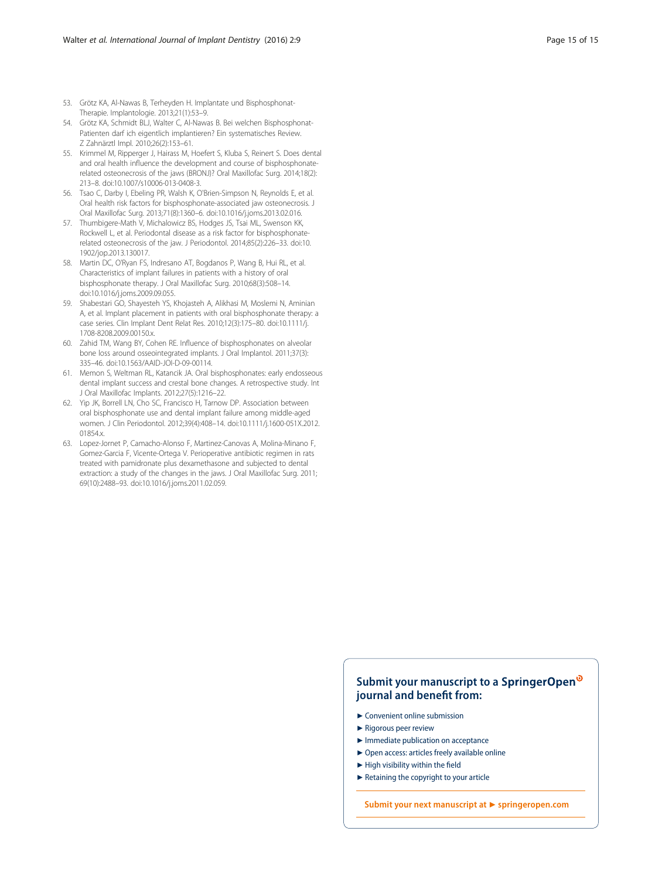53. Grötz KA, Al-Nawas B, Terheyden H. Implantate und Bisphosphonat-Therapie. Implantologie. 2013;21(1):53–9.
54. Grötz KA, Schmidt BLJ, Walter C, Al-Nawas B. Bei welchen Bisphosphonat-Patienten darf ich eigentlich implantieren? Ein systematisches Review. Z Zahnärztl Impl. 2010;26(2):153–61.
55. Krimmel M, Ripperger J, Hairass M, Hoefert S, Kluba S, Reinert S. Does dental and oral health influence the development and course of bisphosphonate-related osteonecrosis of the jaws (BRONJ)? Oral Maxillofac Surg. 2014;18(2): 213–8. doi:10.1007/s10006-013-0408-3.
56. Tsao C, Darby I, Ebeling PR, Walsh K, O'Brien-Simpson N, Reynolds E, et al. Oral health risk factors for bisphosphonate-associated jaw osteonecrosis. J Oral Maxillofac Surg. 2013;71(8):1360–6. doi:10.1016/j.joms.2013.02.016.
57. Thumbigere-Math V, Michalowicz BS, Hodges JS, Tsai ML, Swenson KK, Rockwell L, et al. Periodontal disease as a risk factor for bisphosphonate-related osteonecrosis of the jaw. J Periodontol. 2014;85(2):226–33. doi:10.1902/jop.2013.130017.
58. Martin DC, O'Ryan FS, Indresano AT, Bogdanos P, Wang B, Hui RL, et al. Characteristics of implant failures in patients with a history of oral bisphosphonate therapy. J Oral Maxillofac Surg. 2010;68(3):508–14. doi:10.1016/j.joms.2009.09.055.
59. Shabestari GO, Shayesteh YS, Khojasteh A, Alikhasi M, Moslemi N, Aminian A, et al. Implant placement in patients with oral bisphosphonate therapy: a case series. Clin Implant Dent Relat Res. 2010;12(3):175–80. doi:10.1111/j.1708-8208.2009.00150.x.
60. Zahid TM, Wang BY, Cohen RE. Influence of bisphosphonates on alveolar bone loss around osseointegrated implants. J Oral Implantol. 2011;37(3): 335–46. doi:10.1563/AAID-JOI-D-09-00114.
61. Memon S, Weltman RL, Katancik JA. Oral bisphosphonates: early endosseous dental implant success and crestal bone changes. A retrospective study. Int J Oral Maxillofac Implants. 2012;27(5):1216–22.
62. Yip JK, Borrell LN, Cho SC, Francisco H, Tarnow DP. Association between oral bisphosphonate use and dental implant failure among middle-aged women. J Clin Periodontol. 2012;39(4):408–14. doi:10.1111/j.1600-051X.2012.01854.x.
63. Lopez-Jornet P, Camacho-Alonso F, Martinez-Canovas A, Molina-Minano F, Gomez-Garcia F, Vicente-Ortega V. Perioperative antibiotic regimen in rats treated with pamidronate plus dexamethasone and subjected to dental extraction: a study of the changes in the jaws. J Oral Maxillofac Surg. 2011; 69(10):2488–93. doi:10.1016/j.joms.2011.02.059.

**Submit your manuscript to a SpringerOpen journal and benefit from:**

- ► Convenient online submission
- ► Rigorous peer review
- ► Immediate publication on acceptance
- ► Open access: articles freely available online
- ► High visibility within the field
- ► Retaining the copyright to your article

**Submit your next manuscript at ► springeropen.com**